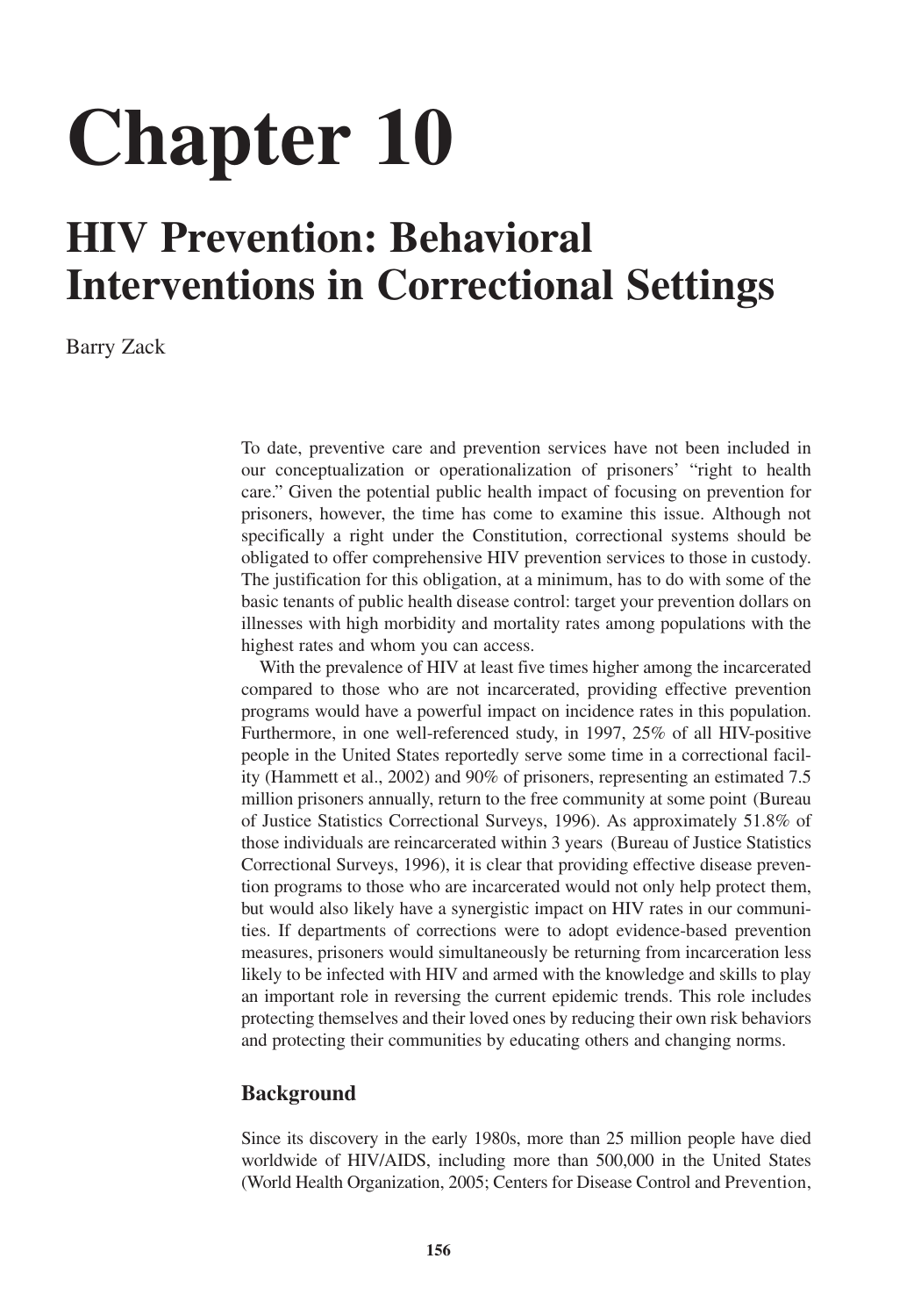# Chapter 10

## HIV Prevention: Behavioral Interventions in Correctional Settings

Barry Zack

To date, preventive care and prevention services have not been included in our conceptualization or operationalization of prisoners' "right to health care." Given the potential public health impact of focusing on prevention for prisoners, however, the time has come to examine this issue. Although not specifically a right under the Constitution, correctional systems should be obligated to offer comprehensive HIV prevention services to those in custody. The justification for this obligation, at a minimum, has to do with some of the basic tenants of public health disease control: target your prevention dollars on illnesses with high morbidity and mortality rates among populations with the highest rates and whom you can access.

With the prevalence of HIV at least five times higher among the incarcerated compared to those who are not incarcerated, providing effective prevention programs would have a powerful impact on incidence rates in this population. Furthermore, in one well-referenced study, in 1997, 25% of all HIV-positive people in the United States reportedly serve some time in a correctional facility (Hammett et al., 2002) and 90% of prisoners, representing an estimated 7.5 million prisoners annually, return to the free community at some point (Bureau of Justice Statistics Correctional Surveys, 1996). As approximately 51.8% of those individuals are reincarcerated within 3 years (Bureau of Justice Statistics Correctional Surveys, 1996), it is clear that providing effective disease prevention programs to those who are incarcerated would not only help protect them, but would also likely have a synergistic impact on HIV rates in our communities. If departments of corrections were to adopt evidence-based prevention measures, prisoners would simultaneously be returning from incarceration less likely to be infected with HIV and armed with the knowledge and skills to play an important role in reversing the current epidemic trends. This role includes protecting themselves and their loved ones by reducing their own risk behaviors and protecting their communities by educating others and changing norms.

### Background

Since its discovery in the early 1980s, more than 25 million people have died worldwide of HIV/AIDS, including more than 500,000 in the United States (World Health Organization, 2005; Centers for Disease Control and Prevention,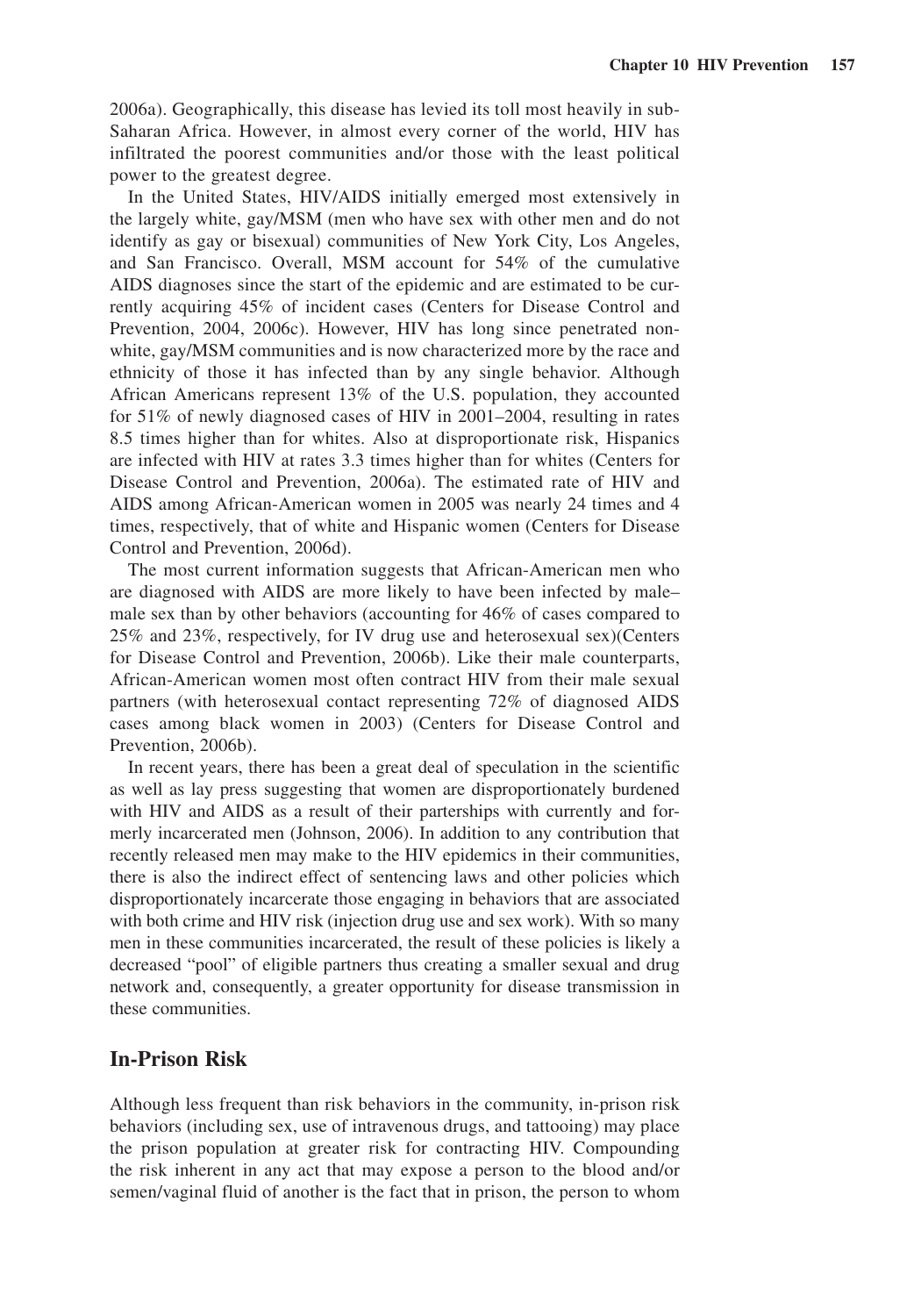2006a). Geographically, this disease has levied its toll most heavily in sub-Saharan Africa. However, in almost every corner of the world, HIV has infiltrated the poorest communities and/or those with the least political power to the greatest degree.

In the United States, HIV/AIDS initially emerged most extensively in the largely white, gay/MSM (men who have sex with other men and do not identify as gay or bisexual) communities of New York City, Los Angeles, and San Francisco. Overall, MSM account for 54% of the cumulative AIDS diagnoses since the start of the epidemic and are estimated to be currently acquiring 45% of incident cases (Centers for Disease Control and Prevention, 2004, 2006c). However, HIV has long since penetrated non-white, gay/MSM communities and is now characterized more by the race and ethnicity of those it has infected than by any single behavior. Although African Americans represent 13% of the U.S. population, they accounted for 51% of newly diagnosed cases of HIV in 2001–2004, resulting in rates 8.5 times higher than for whites. Also at disproportionate risk, Hispanics are infected with HIV at rates 3.3 times higher than for whites (Centers for Disease Control and Prevention, 2006a). The estimated rate of HIV and AIDS among African-American women in 2005 was nearly 24 times and 4 times, respectively, that of white and Hispanic women (Centers for Disease Control and Prevention, 2006d).

The most current information suggests that African-American men who are diagnosed with AIDS are more likely to have been infected by male–male sex than by other behaviors (accounting for 46% of cases compared to 25% and 23%, respectively, for IV drug use and heterosexual sex)(Centers for Disease Control and Prevention, 2006b). Like their male counterparts, African-American women most often contract HIV from their male sexual partners (with heterosexual contact representing 72% of diagnosed AIDS cases among black women in 2003) (Centers for Disease Control and Prevention, 2006b).

In recent years, there has been a great deal of speculation in the scientific as well as lay press suggesting that women are disproportionately burdened with HIV and AIDS as a result of their parterships with currently and formerly incarcerated men (Johnson, 2006). In addition to any contribution that recently released men may make to the HIV epidemics in their communities, there is also the indirect effect of sentencing laws and other policies which disproportionately incarcerate those engaging in behaviors that are associated with both crime and HIV risk (injection drug use and sex work). With so many men in these communities incarcerated, the result of these policies is likely a decreased "pool" of eligible partners thus creating a smaller sexual and drug network and, consequently, a greater opportunity for disease transmission in these communities.

## In-Prison Risk

Although less frequent than risk behaviors in the community, in-prison risk behaviors (including sex, use of intravenous drugs, and tattooing) may place the prison population at greater risk for contracting HIV. Compounding the risk inherent in any act that may expose a person to the blood and/or semen/vaginal fluid of another is the fact that in prison, the person to whom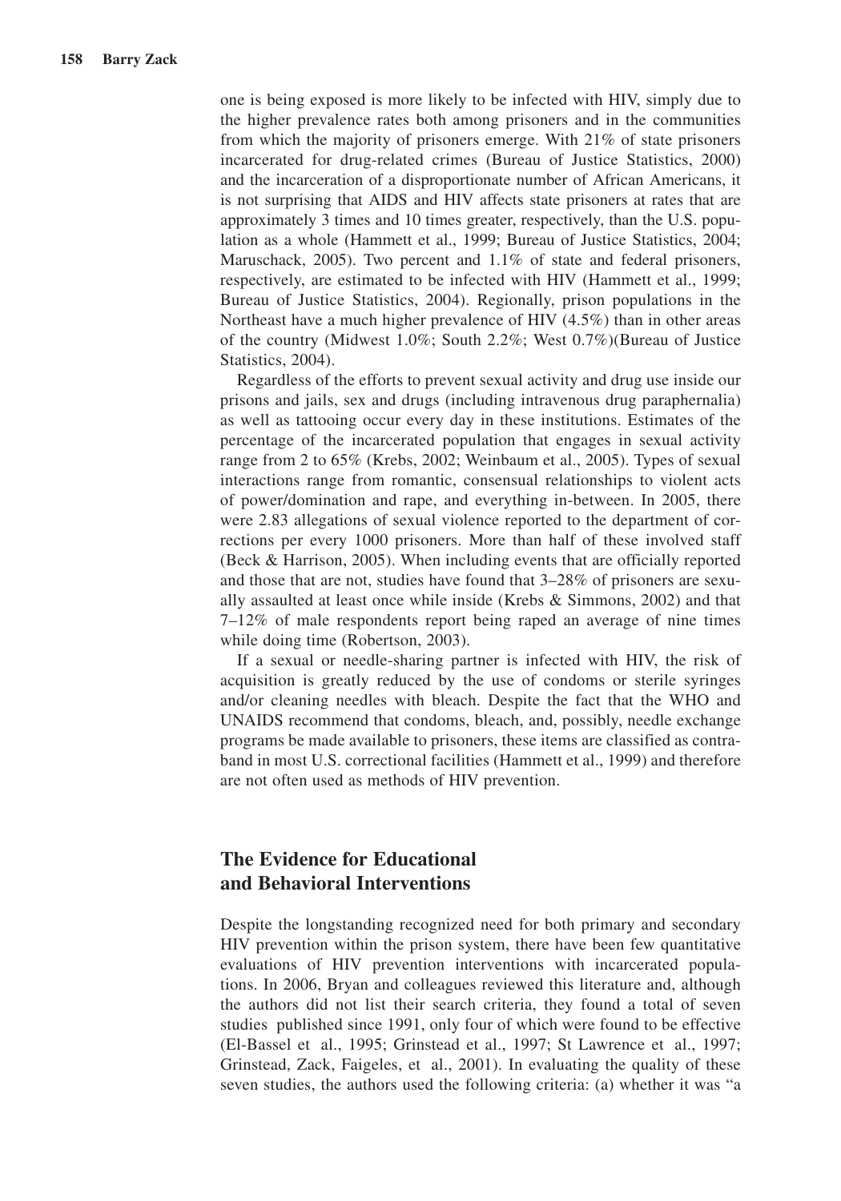one is being exposed is more likely to be infected with HIV, simply due to the higher prevalence rates both among prisoners and in the communities from which the majority of prisoners emerge. With 21% of state prisoners incarcerated for drug-related crimes (Bureau of Justice Statistics, 2000) and the incarceration of a disproportionate number of African Americans, it is not surprising that AIDS and HIV affects state prisoners at rates that are approximately 3 times and 10 times greater, respectively, than the U.S. population as a whole (Hammett et al., 1999; Bureau of Justice Statistics, 2004; Maruschack, 2005). Two percent and 1.1% of state and federal prisoners, respectively, are estimated to be infected with HIV (Hammett et al., 1999; Bureau of Justice Statistics, 2004). Regionally, prison populations in the Northeast have a much higher prevalence of HIV (4.5%) than in other areas of the country (Midwest 1.0%; South 2.2%; West 0.7%)(Bureau of Justice Statistics, 2004).

Regardless of the efforts to prevent sexual activity and drug use inside our prisons and jails, sex and drugs (including intravenous drug paraphernalia) as well as tattooing occur every day in these institutions. Estimates of the percentage of the incarcerated population that engages in sexual activity range from 2 to 65% (Krebs, 2002; Weinbaum et al., 2005). Types of sexual interactions range from romantic, consensual relationships to violent acts of power/domination and rape, and everything in-between. In 2005, there were 2.83 allegations of sexual violence reported to the department of corrections per every 1000 prisoners. More than half of these involved staff (Beck & Harrison, 2005). When including events that are officially reported and those that are not, studies have found that 3–28% of prisoners are sexually assaulted at least once while inside (Krebs & Simmons, 2002) and that 7–12% of male respondents report being raped an average of nine times while doing time (Robertson, 2003).

If a sexual or needle-sharing partner is infected with HIV, the risk of acquisition is greatly reduced by the use of condoms or sterile syringes and/or cleaning needles with bleach. Despite the fact that the WHO and UNAIDS recommend that condoms, bleach, and, possibly, needle exchange programs be made available to prisoners, these items are classified as contraband in most U.S. correctional facilities (Hammett et al., 1999) and therefore are not often used as methods of HIV prevention.

## The Evidence for Educational and Behavioral Interventions

Despite the longstanding recognized need for both primary and secondary HIV prevention within the prison system, there have been few quantitative evaluations of HIV prevention interventions with incarcerated populations. In 2006, Bryan and colleagues reviewed this literature and, although the authors did not list their search criteria, they found a total of seven studies published since 1991, only four of which were found to be effective (El-Bassel et al., 1995; Grinstead et al., 1997; St Lawrence et al., 1997; Grinstead, Zack, Faigeles, et al., 2001). In evaluating the quality of these seven studies, the authors used the following criteria: (a) whether it was "a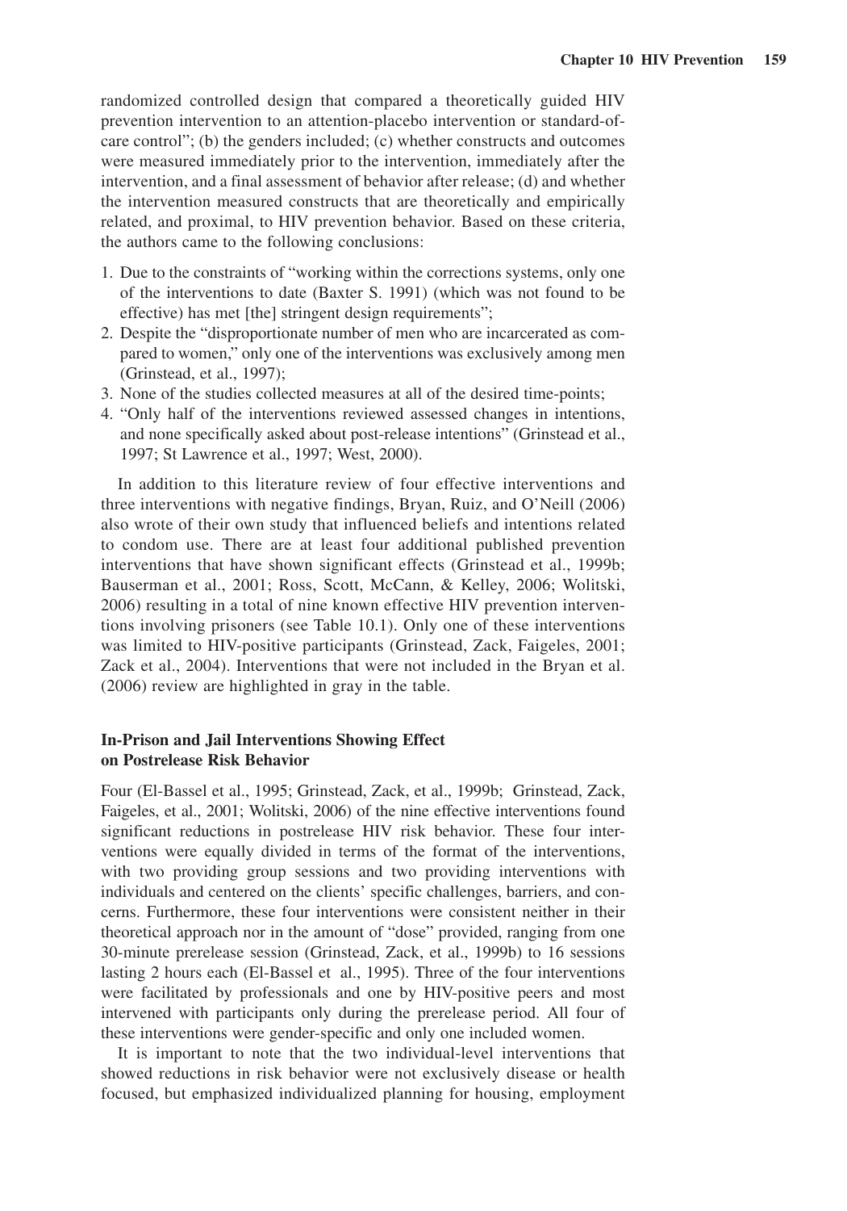randomized controlled design that compared a theoretically guided HIV prevention intervention to an attention-placebo intervention or standard-of-care control"; (b) the genders included; (c) whether constructs and outcomes were measured immediately prior to the intervention, immediately after the intervention, and a final assessment of behavior after release; (d) and whether the intervention measured constructs that are theoretically and empirically related, and proximal, to HIV prevention behavior. Based on these criteria, the authors came to the following conclusions:

1. Due to the constraints of "working within the corrections systems, only one of the interventions to date (Baxter S. 1991) (which was not found to be effective) has met [the] stringent design requirements";
2. Despite the "disproportionate number of men who are incarcerated as compared to women," only one of the interventions was exclusively among men (Grinstead, et al., 1997);
3. None of the studies collected measures at all of the desired time-points;
4. "Only half of the interventions reviewed assessed changes in intentions, and none specifically asked about post-release intentions" (Grinstead et al., 1997; St Lawrence et al., 1997; West, 2000).

In addition to this literature review of four effective interventions and three interventions with negative findings, Bryan, Ruiz, and O'Neill (2006) also wrote of their own study that influenced beliefs and intentions related to condom use. There are at least four additional published prevention interventions that have shown significant effects (Grinstead et al., 1999b; Bauserman et al., 2001; Ross, Scott, McCann, & Kelley, 2006; Wolitski, 2006) resulting in a total of nine known effective HIV prevention interventions involving prisoners (see Table 10.1). Only one of these interventions was limited to HIV-positive participants (Grinstead, Zack, Faigeles, 2001; Zack et al., 2004). Interventions that were not included in the Bryan et al. (2006) review are highlighted in gray in the table.

### In-Prison and Jail Interventions Showing Effect on Postrelease Risk Behavior

Four (El-Bassel et al., 1995; Grinstead, Zack, et al., 1999b; Grinstead, Zack, Faigeles, et al., 2001; Wolitski, 2006) of the nine effective interventions found significant reductions in postrelease HIV risk behavior. These four interventions were equally divided in terms of the format of the interventions, with two providing group sessions and two providing interventions with individuals and centered on the clients' specific challenges, barriers, and concerns. Furthermore, these four interventions were consistent neither in their theoretical approach nor in the amount of "dose" provided, ranging from one 30-minute prerelease session (Grinstead, Zack, et al., 1999b) to 16 sessions lasting 2 hours each (El-Bassel et al., 1995). Three of the four interventions were facilitated by professionals and one by HIV-positive peers and most intervened with participants only during the prerelease period. All four of these interventions were gender-specific and only one included women.

It is important to note that the two individual-level interventions that showed reductions in risk behavior were not exclusively disease or health focused, but emphasized individualized planning for housing, employment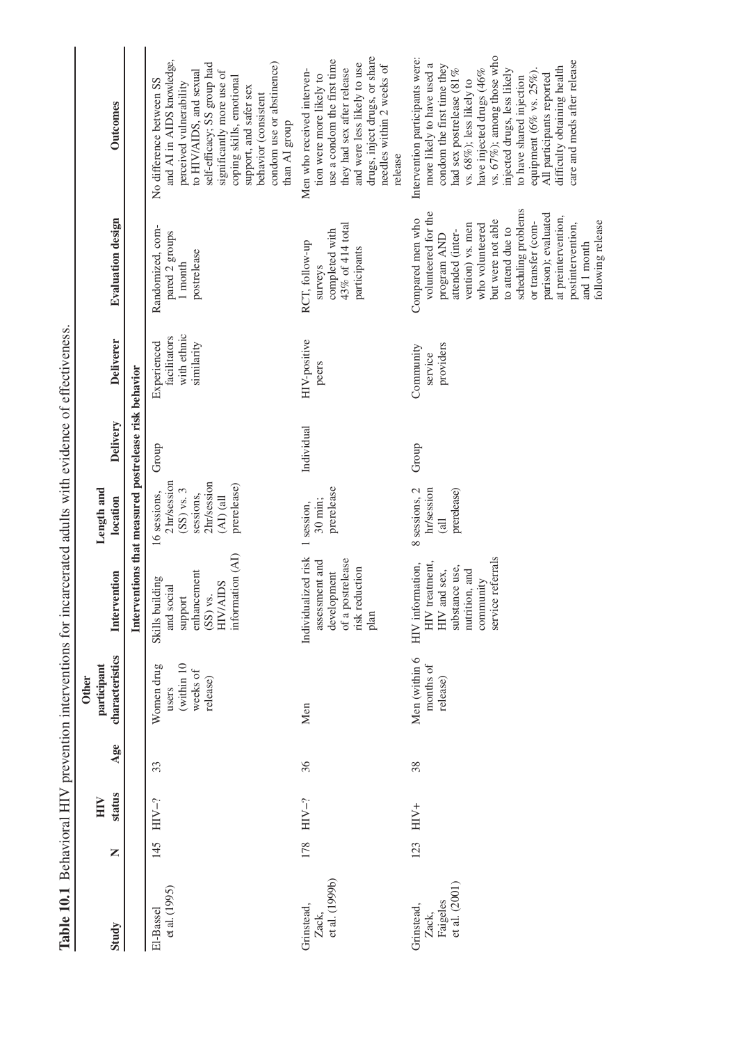**Table 10.1** Behavioral HIV prevention interventions for incarcerated adults with evidence of effectiveness.

| Study | N | HIV status | Age | Other participant characteristics | Intervention | Length and location | Delivery | Deliverer | Evaluation design | Outcomes |
|---|---|---|---|---|---|---|---|---|---|---|
| **Interventions that measured postrelease risk behavior** | | | | | | | | | | |
| El-Bassel et al. (1995) | 145 | HIV−? | 33 | Women drug users (within 10 weeks of release) | Skills building and social support enhancement (SS) vs. HIV/AIDS information (AI) | 16 sessions, 2 hr/session (SS) vs. 3 sessions, 2hr/session (AI) (all prerelease) | Group | Experienced facilitators with ethnic similarity | Randomized, compared 2 groups 1 month postrelease | No difference between SS and AI in AIDS knowledge, perceived vulnerability to HIV/AIDS, and sexual self-efficacy; SS group had significantly more use of coping skills, emotional support, and safer sex behavior (consistent condom use or abstinence) than AI group |
| Grinstead, Zack, et al. (1999b) | 178 | HIV−? | 36 | Men | Individualized risk assessment and development of a postrelease risk reduction plan | 1 session, 30 min; prerelease | Individual | HIV-positive peers | RCT, follow-up surveys completed with 43% of 414 total participants | Men who received intervention were more likely to use a condom the first time they had sex after release and were less likely to use drugs, inject drugs, or share needles within 2 weeks of release |
| Grinstead, Zack, Faigeles et al. (2001) | 123 | HIV+ | 38 | Men (within 6 months of release) | HIV information, HIV treatment, HIV and sex, substance use, nutrition, and community service referrals | 8 sessions, 2 hr/session (all prerelease) | Group | Community service providers | Compared men who volunteered for the program AND attended (intervention) vs. men who volunteered but were not able to attend due to scheduling problems or transfer (comparison); evaluated at preintervention, postintervention, and 1 month following release | Intervention participants were: more likely to have used a condom the first time they had sex postrelease (81% vs. 68%); less likely to have injected drugs (46% vs. 67%); among those who injected drugs, less likely to have shared injection equipment (6% vs. 25%). All participants reported difficulty obtaining health care and meds after release |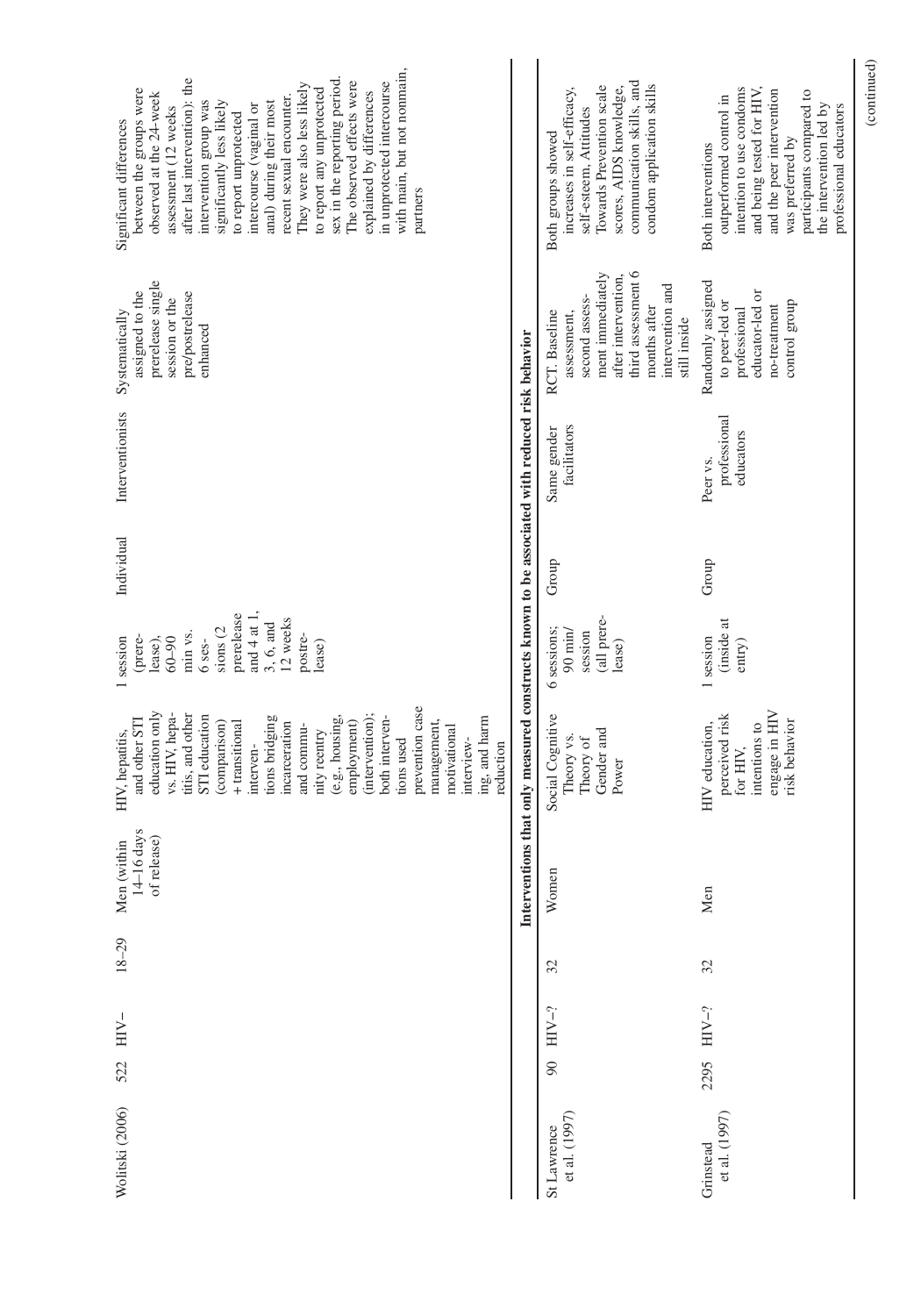| | | | | | | | | | | |
|---|---|---|---|---|---|---|---|---|---|---|
| Wolitski (2006) | 522 | HIV– | 18–29 | Men (within 14–16 days of release) | HIV, hepatitis, and other STI education only vs. HIV, hepatitis, and other STI education (comparison) + transitional interventions bridging incarceration and community reentry (e.g., housing, employment) (intervention); both interventions used prevention case management, motivational interviewing, and harm reduction | 1 session (prerelease), 60–90 min vs. 6 sessions (2 prerelease and 4 at 1, 3, 6, and 12 weeks postrelease) | Individual | Interventionists | Systematically assigned to the prerelease single session or the pre/postrelease enhanced | Significant differences between the groups were observed at the 24-week assessment (12 weeks after last intervention): the intervention group was significantly less likely to report unprotected intercourse (vaginal or anal) during their most recent sexual encounter. They were also less likely to report any unprotected sex in the reporting period. The observed effects were explained by differences in unprotected intercourse with main, but not nonmain, partners |
| **Interventions that only measured constructs known to be associated with reduced risk behavior** | | | | | | | | | | |
| St Lawrence et al. (1997) | 90 | HIV–? | 32 | Women | Social Cognitive Theory vs. Theory of Gender and Power | 6 sessions; 90 min/session (all prerelease) | Group | Same gender facilitators | RCT. Baseline assessment, second assessment immediately after intervention, third assessment 6 months after intervention and still inside | Both groups showed increases in self-efficacy, self-esteem, Attitudes Towards Prevention scale scores, AIDS knowledge, communication skills, and condom application skills |
| Grinstead et al. (1997) | 2295 | HIV–? | 32 | Men | HIV education, perceived risk for HIV, intentions to engage in HIV risk behavior | 1 session (inside at entry) | Group | Peer vs. professional educators | Randomly assigned to peer-led or professional educator-led or no-treatment control group | Both interventions outperformed control in intention to use condoms and being tested for HIV, and the peer intervention was preferred by participants compared to the intervention led by professional educators |

(continued)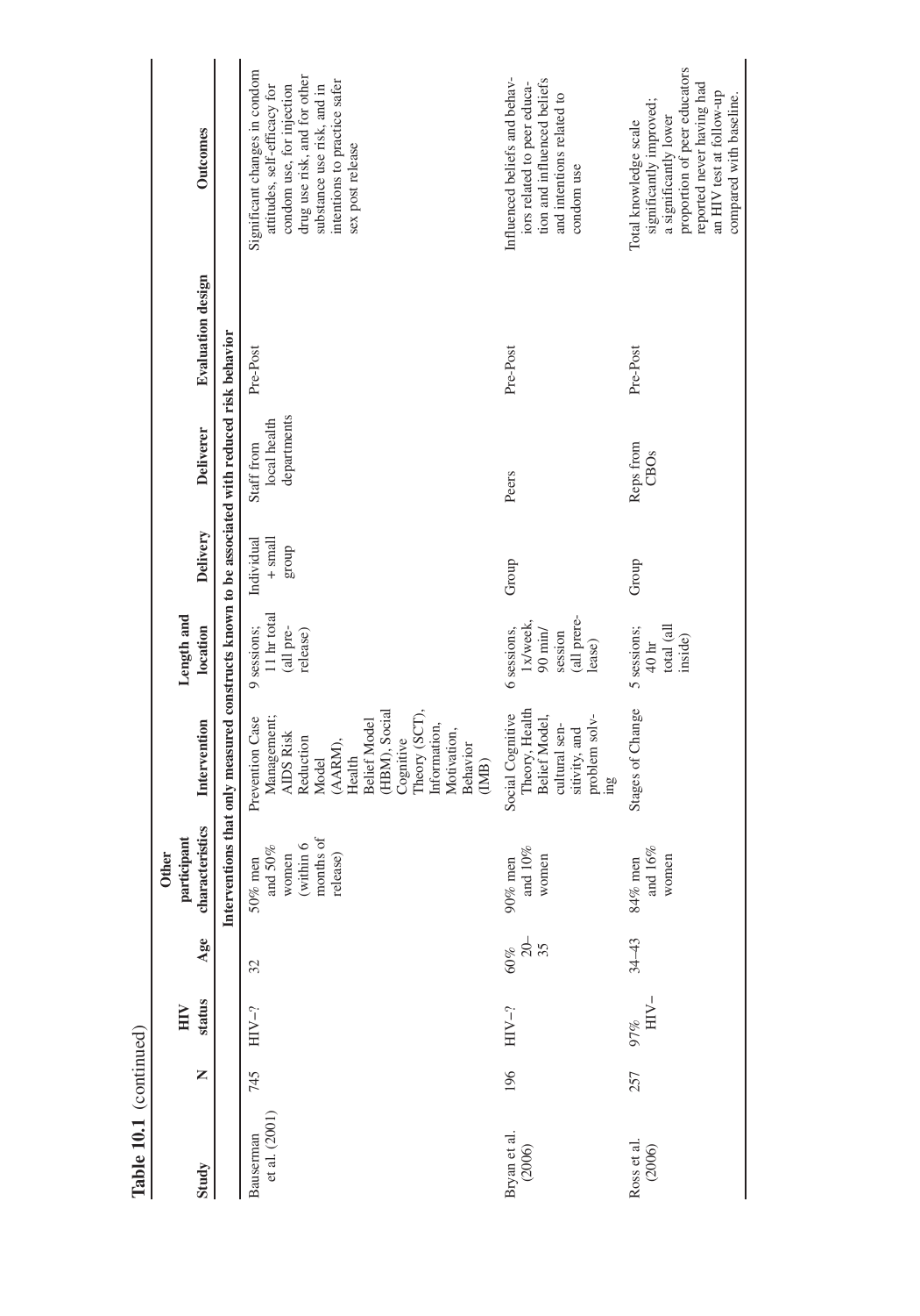**Table 10.1** (continued)

| Study | N | HIV status | Age | Other participant characteristics | Intervention | Length and location | Delivery | Deliverer | Evaluation design | Outcomes |
|---|---|---|---|---|---|---|---|---|---|---|
| **Interventions that only measured constructs known to be associated with reduced risk behavior** | | | | | | | | | | |
| Bauserman et al. (2001) | 745 | HIV–? | 32 | 50% men and 50% women (within 6 months of release) | Prevention Case Management; AIDS Risk Reduction Model (AARM), Health Belief Model (HBM), Social Cognitive Theory (SCT), Information, Motivation, Behavior (IMB) | 9 sessions; 11 hr total (all pre-release) | Individual + small group | Staff from local health departments | Pre-Post | Significant changes in condom attitudes, self-efficacy for condom use, for injection drug use risk, and for other substance use risk, and in intentions to practice safer sex post release |
| Bryan et al. (2006) | 196 | HIV–? | 60% 20–35 | 90% men and 10% women | Social Cognitive Theory, Health Belief Model, cultural sensitivity, and problem solving | 6 sessions, 1x/week, 90 min/session (all pre-release) | Group | Peers | Pre-Post | Influenced beliefs and behaviors related to peer education and influenced beliefs and intentions related to condom use |
| Ross et al. (2006) | 257 | 97% HIV– | 34–43 | 84% men and 16% women | Stages of Change | 5 sessions; 40 hr total (all inside) | Group | Reps from CBOs | Pre-Post | Total knowledge scale significantly improved; a significantly lower proportion of peer educators reported never having had an HIV test at follow-up compared with baseline. |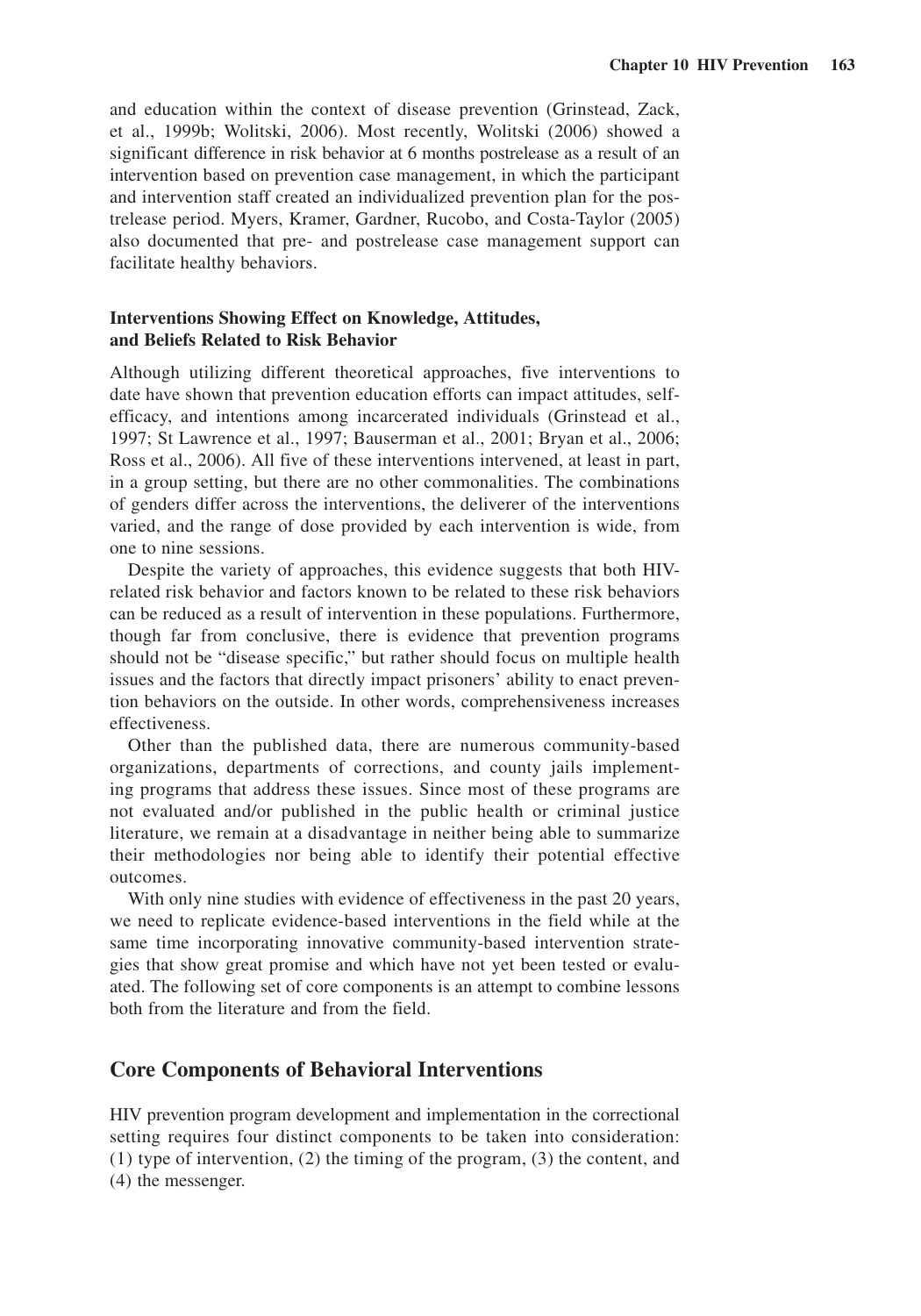and education within the context of disease prevention (Grinstead, Zack, et al., 1999b; Wolitski, 2006). Most recently, Wolitski (2006) showed a significant difference in risk behavior at 6 months postrelease as a result of an intervention based on prevention case management, in which the participant and intervention staff created an individualized prevention plan for the postrelease period. Myers, Kramer, Gardner, Rucobo, and Costa-Taylor (2005) also documented that pre- and postrelease case management support can facilitate healthy behaviors.

#### Interventions Showing Effect on Knowledge, Attitudes, and Beliefs Related to Risk Behavior

Although utilizing different theoretical approaches, five interventions to date have shown that prevention education efforts can impact attitudes, self-efficacy, and intentions among incarcerated individuals (Grinstead et al., 1997; St Lawrence et al., 1997; Bauserman et al., 2001; Bryan et al., 2006; Ross et al., 2006). All five of these interventions intervened, at least in part, in a group setting, but there are no other commonalities. The combinations of genders differ across the interventions, the deliverer of the interventions varied, and the range of dose provided by each intervention is wide, from one to nine sessions.

Despite the variety of approaches, this evidence suggests that both HIV-related risk behavior and factors known to be related to these risk behaviors can be reduced as a result of intervention in these populations. Furthermore, though far from conclusive, there is evidence that prevention programs should not be "disease specific," but rather should focus on multiple health issues and the factors that directly impact prisoners' ability to enact prevention behaviors on the outside. In other words, comprehensiveness increases effectiveness.

Other than the published data, there are numerous community-based organizations, departments of corrections, and county jails implementing programs that address these issues. Since most of these programs are not evaluated and/or published in the public health or criminal justice literature, we remain at a disadvantage in neither being able to summarize their methodologies nor being able to identify their potential effective outcomes.

With only nine studies with evidence of effectiveness in the past 20 years, we need to replicate evidence-based interventions in the field while at the same time incorporating innovative community-based intervention strategies that show great promise and which have not yet been tested or evaluated. The following set of core components is an attempt to combine lessons both from the literature and from the field.

## Core Components of Behavioral Interventions

HIV prevention program development and implementation in the correctional setting requires four distinct components to be taken into consideration: (1) type of intervention, (2) the timing of the program, (3) the content, and (4) the messenger.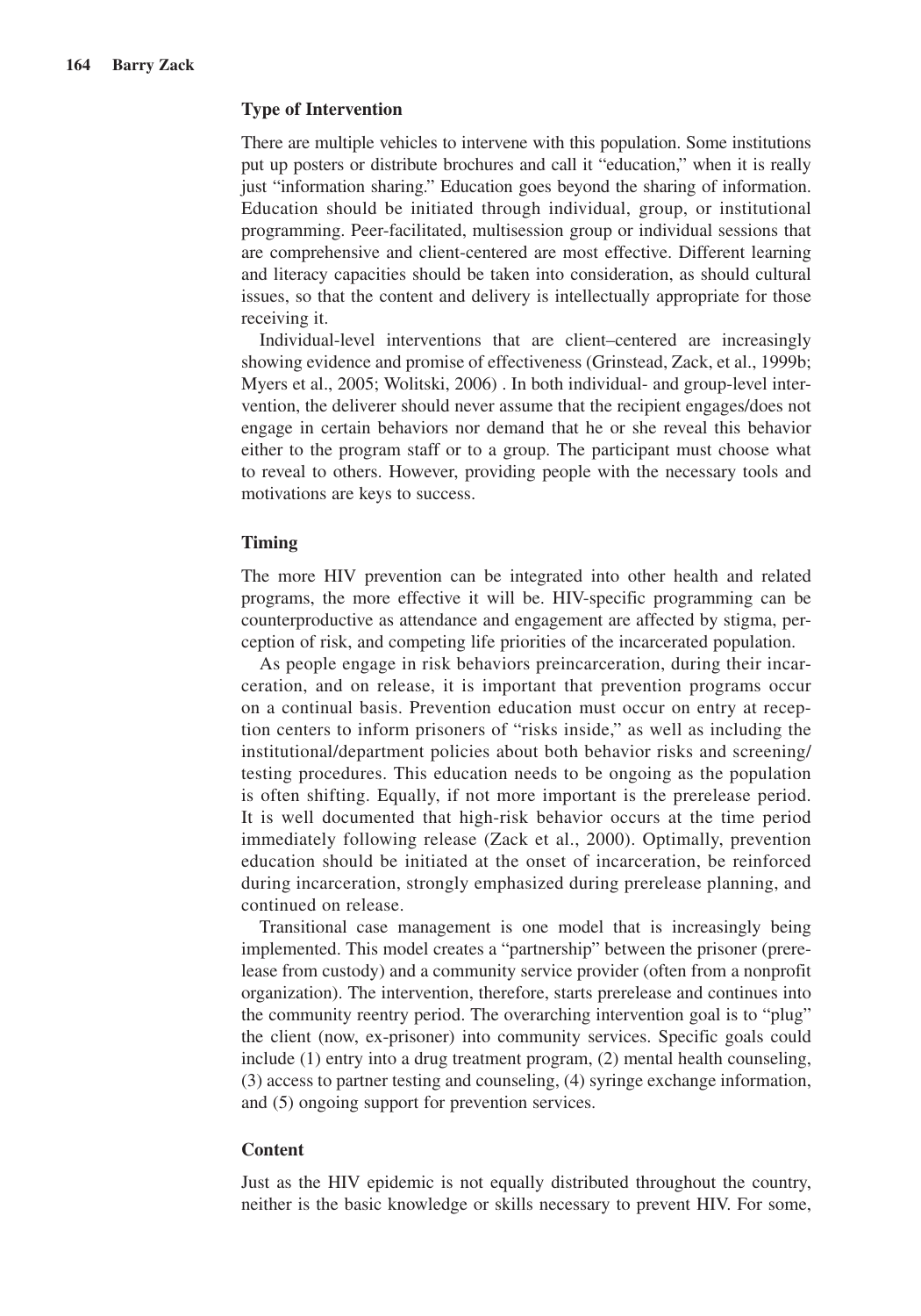### Type of Intervention

There are multiple vehicles to intervene with this population. Some institutions put up posters or distribute brochures and call it "education," when it is really just "information sharing." Education goes beyond the sharing of information. Education should be initiated through individual, group, or institutional programming. Peer-facilitated, multisession group or individual sessions that are comprehensive and client-centered are most effective. Different learning and literacy capacities should be taken into consideration, as should cultural issues, so that the content and delivery is intellectually appropriate for those receiving it.

Individual-level interventions that are client–centered are increasingly showing evidence and promise of effectiveness (Grinstead, Zack, et al., 1999b; Myers et al., 2005; Wolitski, 2006) . In both individual- and group-level intervention, the deliverer should never assume that the recipient engages/does not engage in certain behaviors nor demand that he or she reveal this behavior either to the program staff or to a group. The participant must choose what to reveal to others. However, providing people with the necessary tools and motivations are keys to success.

### Timing

The more HIV prevention can be integrated into other health and related programs, the more effective it will be. HIV-specific programming can be counterproductive as attendance and engagement are affected by stigma, perception of risk, and competing life priorities of the incarcerated population.

As people engage in risk behaviors preincarceration, during their incarceration, and on release, it is important that prevention programs occur on a continual basis. Prevention education must occur on entry at reception centers to inform prisoners of "risks inside," as well as including the institutional/department policies about both behavior risks and screening/testing procedures. This education needs to be ongoing as the population is often shifting. Equally, if not more important is the prerelease period. It is well documented that high-risk behavior occurs at the time period immediately following release (Zack et al., 2000). Optimally, prevention education should be initiated at the onset of incarceration, be reinforced during incarceration, strongly emphasized during prerelease planning, and continued on release.

Transitional case management is one model that is increasingly being implemented. This model creates a "partnership" between the prisoner (prerelease from custody) and a community service provider (often from a nonprofit organization). The intervention, therefore, starts prerelease and continues into the community reentry period. The overarching intervention goal is to "plug" the client (now, ex-prisoner) into community services. Specific goals could include (1) entry into a drug treatment program, (2) mental health counseling, (3) access to partner testing and counseling, (4) syringe exchange information, and (5) ongoing support for prevention services.

### Content

Just as the HIV epidemic is not equally distributed throughout the country, neither is the basic knowledge or skills necessary to prevent HIV. For some,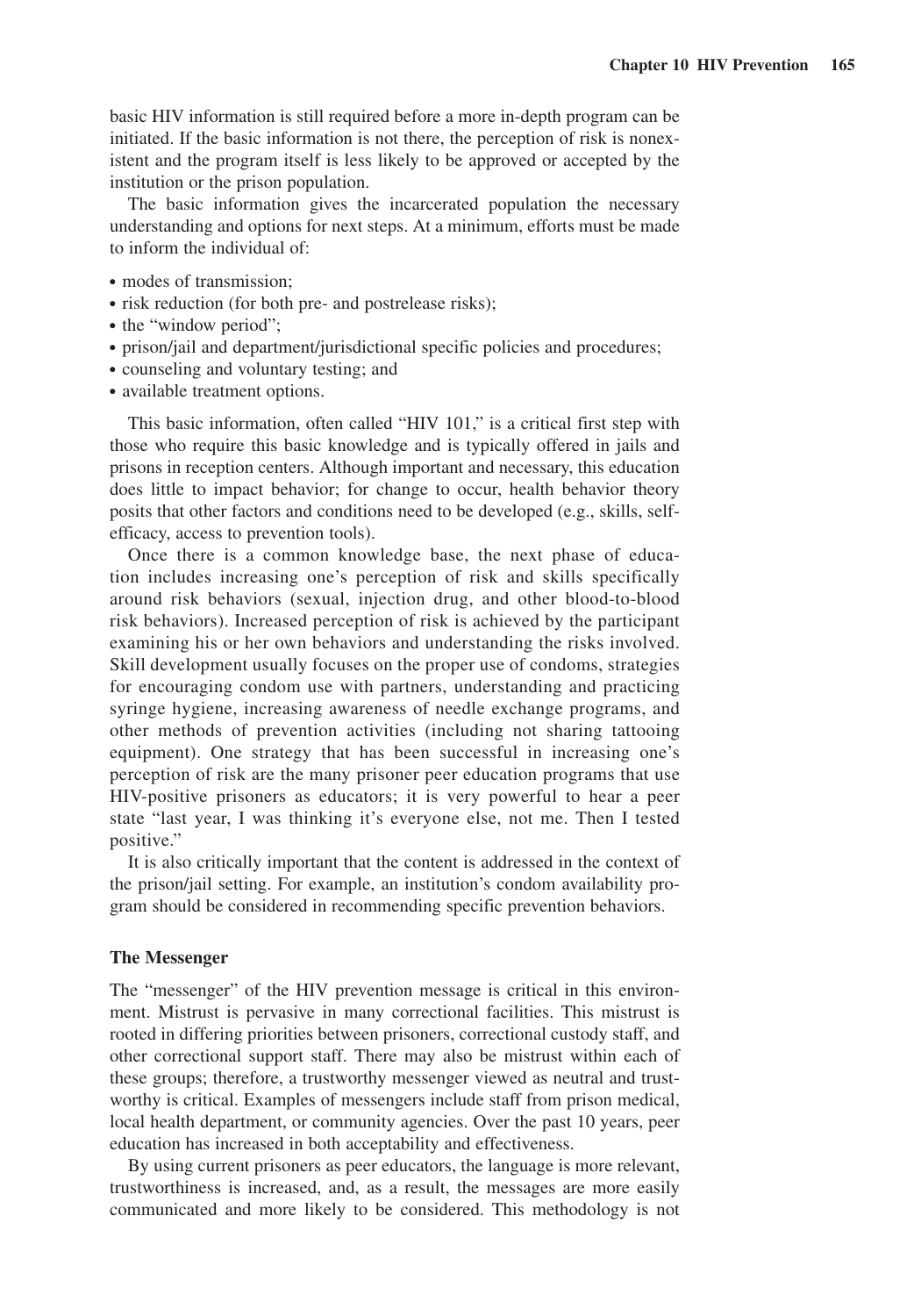basic HIV information is still required before a more in-depth program can be initiated. If the basic information is not there, the perception of risk is nonexistent and the program itself is less likely to be approved or accepted by the institution or the prison population.

The basic information gives the incarcerated population the necessary understanding and options for next steps. At a minimum, efforts must be made to inform the individual of:

- modes of transmission;
- risk reduction (for both pre- and postrelease risks);
- the "window period";
- prison/jail and department/jurisdictional specific policies and procedures;
- counseling and voluntary testing; and
- available treatment options.

This basic information, often called "HIV 101," is a critical first step with those who require this basic knowledge and is typically offered in jails and prisons in reception centers. Although important and necessary, this education does little to impact behavior; for change to occur, health behavior theory posits that other factors and conditions need to be developed (e.g., skills, self-efficacy, access to prevention tools).

Once there is a common knowledge base, the next phase of education includes increasing one's perception of risk and skills specifically around risk behaviors (sexual, injection drug, and other blood-to-blood risk behaviors). Increased perception of risk is achieved by the participant examining his or her own behaviors and understanding the risks involved. Skill development usually focuses on the proper use of condoms, strategies for encouraging condom use with partners, understanding and practicing syringe hygiene, increasing awareness of needle exchange programs, and other methods of prevention activities (including not sharing tattooing equipment). One strategy that has been successful in increasing one's perception of risk are the many prisoner peer education programs that use HIV-positive prisoners as educators; it is very powerful to hear a peer state "last year, I was thinking it's everyone else, not me. Then I tested positive."

It is also critically important that the content is addressed in the context of the prison/jail setting. For example, an institution's condom availability program should be considered in recommending specific prevention behaviors.

### The Messenger

The "messenger" of the HIV prevention message is critical in this environment. Mistrust is pervasive in many correctional facilities. This mistrust is rooted in differing priorities between prisoners, correctional custody staff, and other correctional support staff. There may also be mistrust within each of these groups; therefore, a trustworthy messenger viewed as neutral and trustworthy is critical. Examples of messengers include staff from prison medical, local health department, or community agencies. Over the past 10 years, peer education has increased in both acceptability and effectiveness.

By using current prisoners as peer educators, the language is more relevant, trustworthiness is increased, and, as a result, the messages are more easily communicated and more likely to be considered. This methodology is not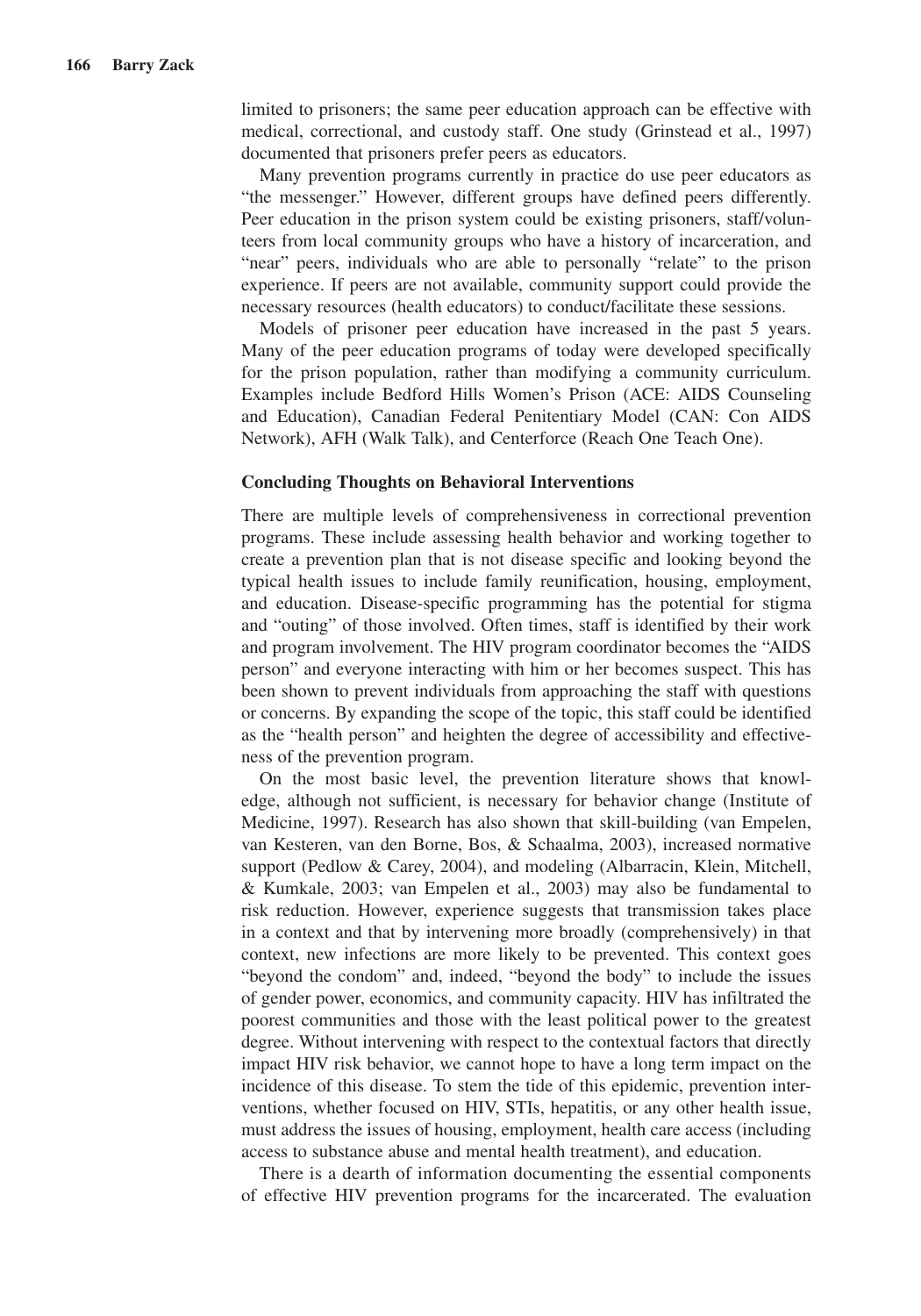limited to prisoners; the same peer education approach can be effective with medical, correctional, and custody staff. One study (Grinstead et al., 1997) documented that prisoners prefer peers as educators.

Many prevention programs currently in practice do use peer educators as "the messenger." However, different groups have defined peers differently. Peer education in the prison system could be existing prisoners, staff/volunteers from local community groups who have a history of incarceration, and "near" peers, individuals who are able to personally "relate" to the prison experience. If peers are not available, community support could provide the necessary resources (health educators) to conduct/facilitate these sessions.

Models of prisoner peer education have increased in the past 5 years. Many of the peer education programs of today were developed specifically for the prison population, rather than modifying a community curriculum. Examples include Bedford Hills Women's Prison (ACE: AIDS Counseling and Education), Canadian Federal Penitentiary Model (CAN: Con AIDS Network), AFH (Walk Talk), and Centerforce (Reach One Teach One).

### Concluding Thoughts on Behavioral Interventions

There are multiple levels of comprehensiveness in correctional prevention programs. These include assessing health behavior and working together to create a prevention plan that is not disease specific and looking beyond the typical health issues to include family reunification, housing, employment, and education. Disease-specific programming has the potential for stigma and "outing" of those involved. Often times, staff is identified by their work and program involvement. The HIV program coordinator becomes the "AIDS person" and everyone interacting with him or her becomes suspect. This has been shown to prevent individuals from approaching the staff with questions or concerns. By expanding the scope of the topic, this staff could be identified as the "health person" and heighten the degree of accessibility and effectiveness of the prevention program.

On the most basic level, the prevention literature shows that knowledge, although not sufficient, is necessary for behavior change (Institute of Medicine, 1997). Research has also shown that skill-building (van Empelen, van Kesteren, van den Borne, Bos, & Schaalma, 2003), increased normative support (Pedlow & Carey, 2004), and modeling (Albarracin, Klein, Mitchell, & Kumkale, 2003; van Empelen et al., 2003) may also be fundamental to risk reduction. However, experience suggests that transmission takes place in a context and that by intervening more broadly (comprehensively) in that context, new infections are more likely to be prevented. This context goes "beyond the condom" and, indeed, "beyond the body" to include the issues of gender power, economics, and community capacity. HIV has infiltrated the poorest communities and those with the least political power to the greatest degree. Without intervening with respect to the contextual factors that directly impact HIV risk behavior, we cannot hope to have a long term impact on the incidence of this disease. To stem the tide of this epidemic, prevention interventions, whether focused on HIV, STIs, hepatitis, or any other health issue, must address the issues of housing, employment, health care access (including access to substance abuse and mental health treatment), and education.

There is a dearth of information documenting the essential components of effective HIV prevention programs for the incarcerated. The evaluation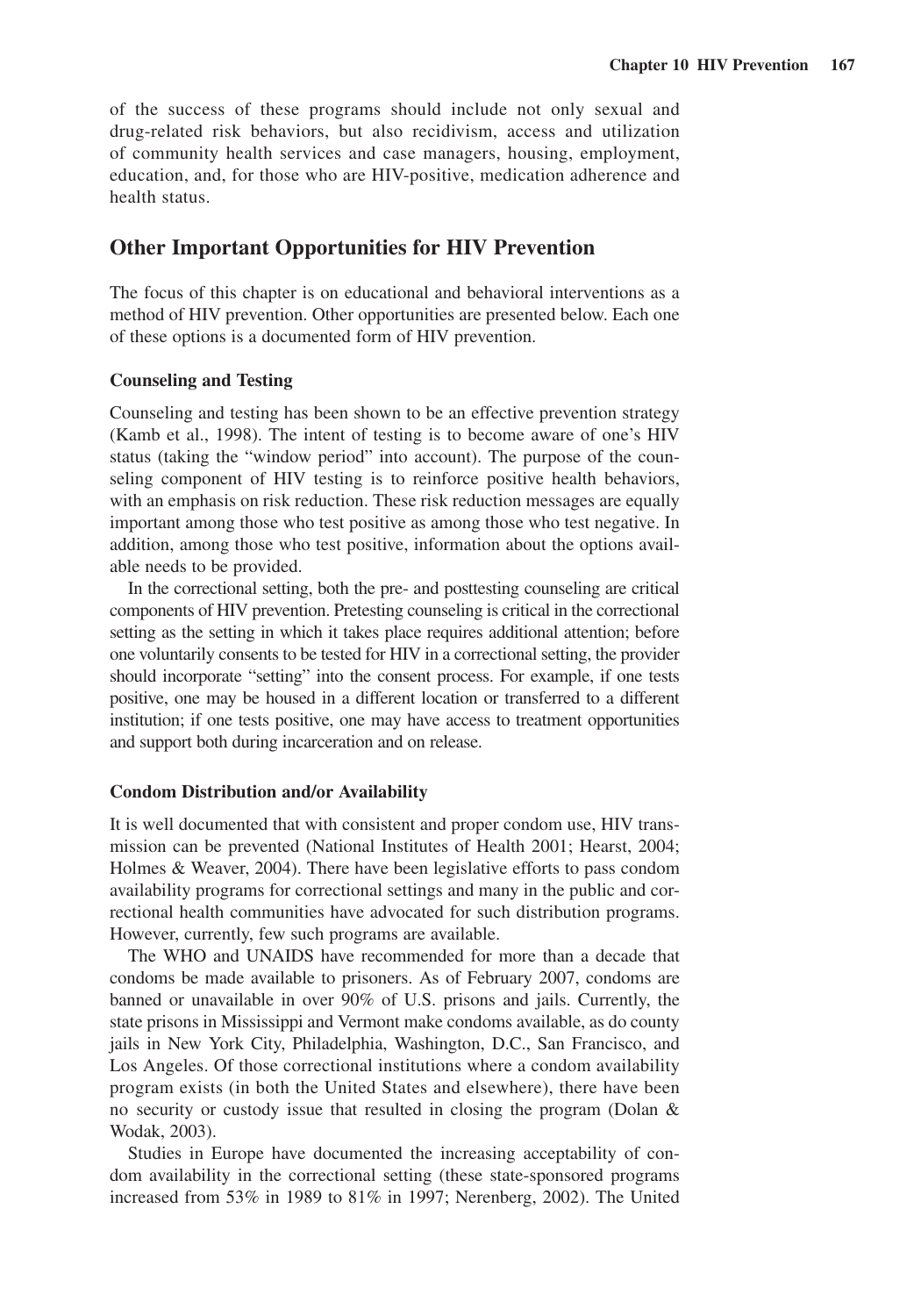of the success of these programs should include not only sexual and drug-related risk behaviors, but also recidivism, access and utilization of community health services and case managers, housing, employment, education, and, for those who are HIV-positive, medication adherence and health status.

## Other Important Opportunities for HIV Prevention

The focus of this chapter is on educational and behavioral interventions as a method of HIV prevention. Other opportunities are presented below. Each one of these options is a documented form of HIV prevention.

### Counseling and Testing

Counseling and testing has been shown to be an effective prevention strategy (Kamb et al., 1998). The intent of testing is to become aware of one's HIV status (taking the "window period" into account). The purpose of the counseling component of HIV testing is to reinforce positive health behaviors, with an emphasis on risk reduction. These risk reduction messages are equally important among those who test positive as among those who test negative. In addition, among those who test positive, information about the options available needs to be provided.

In the correctional setting, both the pre- and posttesting counseling are critical components of HIV prevention. Pretesting counseling is critical in the correctional setting as the setting in which it takes place requires additional attention; before one voluntarily consents to be tested for HIV in a correctional setting, the provider should incorporate "setting" into the consent process. For example, if one tests positive, one may be housed in a different location or transferred to a different institution; if one tests positive, one may have access to treatment opportunities and support both during incarceration and on release.

### Condom Distribution and/or Availability

It is well documented that with consistent and proper condom use, HIV transmission can be prevented (National Institutes of Health 2001; Hearst, 2004; Holmes & Weaver, 2004). There have been legislative efforts to pass condom availability programs for correctional settings and many in the public and correctional health communities have advocated for such distribution programs. However, currently, few such programs are available.

The WHO and UNAIDS have recommended for more than a decade that condoms be made available to prisoners. As of February 2007, condoms are banned or unavailable in over 90% of U.S. prisons and jails. Currently, the state prisons in Mississippi and Vermont make condoms available, as do county jails in New York City, Philadelphia, Washington, D.C., San Francisco, and Los Angeles. Of those correctional institutions where a condom availability program exists (in both the United States and elsewhere), there have been no security or custody issue that resulted in closing the program (Dolan & Wodak, 2003).

Studies in Europe have documented the increasing acceptability of condom availability in the correctional setting (these state-sponsored programs increased from 53% in 1989 to 81% in 1997; Nerenberg, 2002). The United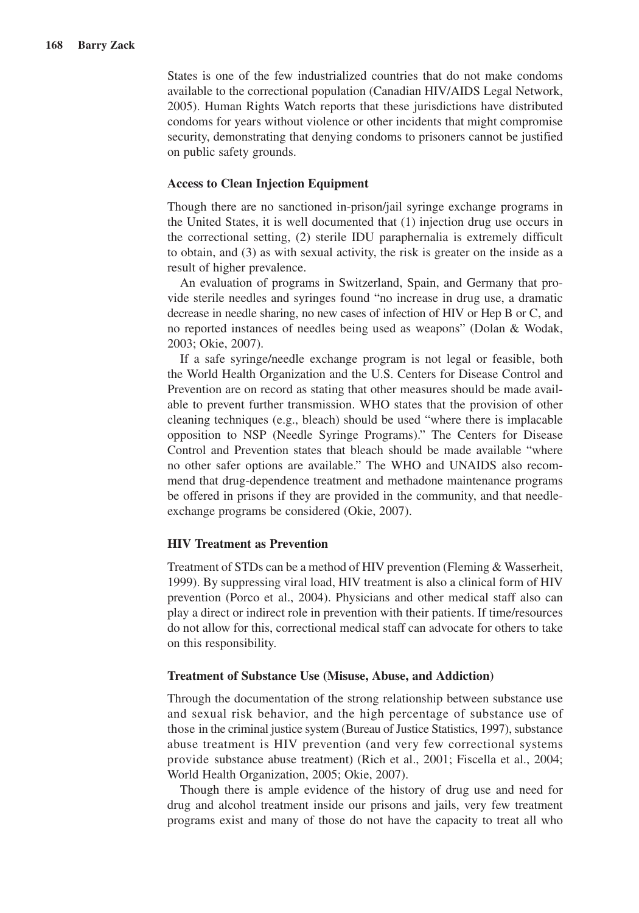States is one of the few industrialized countries that do not make condoms available to the correctional population (Canadian HIV/AIDS Legal Network, 2005). Human Rights Watch reports that these jurisdictions have distributed condoms for years without violence or other incidents that might compromise security, demonstrating that denying condoms to prisoners cannot be justified on public safety grounds.

### Access to Clean Injection Equipment

Though there are no sanctioned in-prison/jail syringe exchange programs in the United States, it is well documented that (1) injection drug use occurs in the correctional setting, (2) sterile IDU paraphernalia is extremely difficult to obtain, and (3) as with sexual activity, the risk is greater on the inside as a result of higher prevalence.

An evaluation of programs in Switzerland, Spain, and Germany that provide sterile needles and syringes found "no increase in drug use, a dramatic decrease in needle sharing, no new cases of infection of HIV or Hep B or C, and no reported instances of needles being used as weapons" (Dolan & Wodak, 2003; Okie, 2007).

If a safe syringe/needle exchange program is not legal or feasible, both the World Health Organization and the U.S. Centers for Disease Control and Prevention are on record as stating that other measures should be made available to prevent further transmission. WHO states that the provision of other cleaning techniques (e.g., bleach) should be used "where there is implacable opposition to NSP (Needle Syringe Programs)." The Centers for Disease Control and Prevention states that bleach should be made available "where no other safer options are available." The WHO and UNAIDS also recommend that drug-dependence treatment and methadone maintenance programs be offered in prisons if they are provided in the community, and that needle-exchange programs be considered (Okie, 2007).

### HIV Treatment as Prevention

Treatment of STDs can be a method of HIV prevention (Fleming & Wasserheit, 1999). By suppressing viral load, HIV treatment is also a clinical form of HIV prevention (Porco et al., 2004). Physicians and other medical staff also can play a direct or indirect role in prevention with their patients. If time/resources do not allow for this, correctional medical staff can advocate for others to take on this responsibility.

### Treatment of Substance Use (Misuse, Abuse, and Addiction)

Through the documentation of the strong relationship between substance use and sexual risk behavior, and the high percentage of substance use of those in the criminal justice system (Bureau of Justice Statistics, 1997), substance abuse treatment is HIV prevention (and very few correctional systems provide substance abuse treatment) (Rich et al., 2001; Fiscella et al., 2004; World Health Organization, 2005; Okie, 2007).

Though there is ample evidence of the history of drug use and need for drug and alcohol treatment inside our prisons and jails, very few treatment programs exist and many of those do not have the capacity to treat all who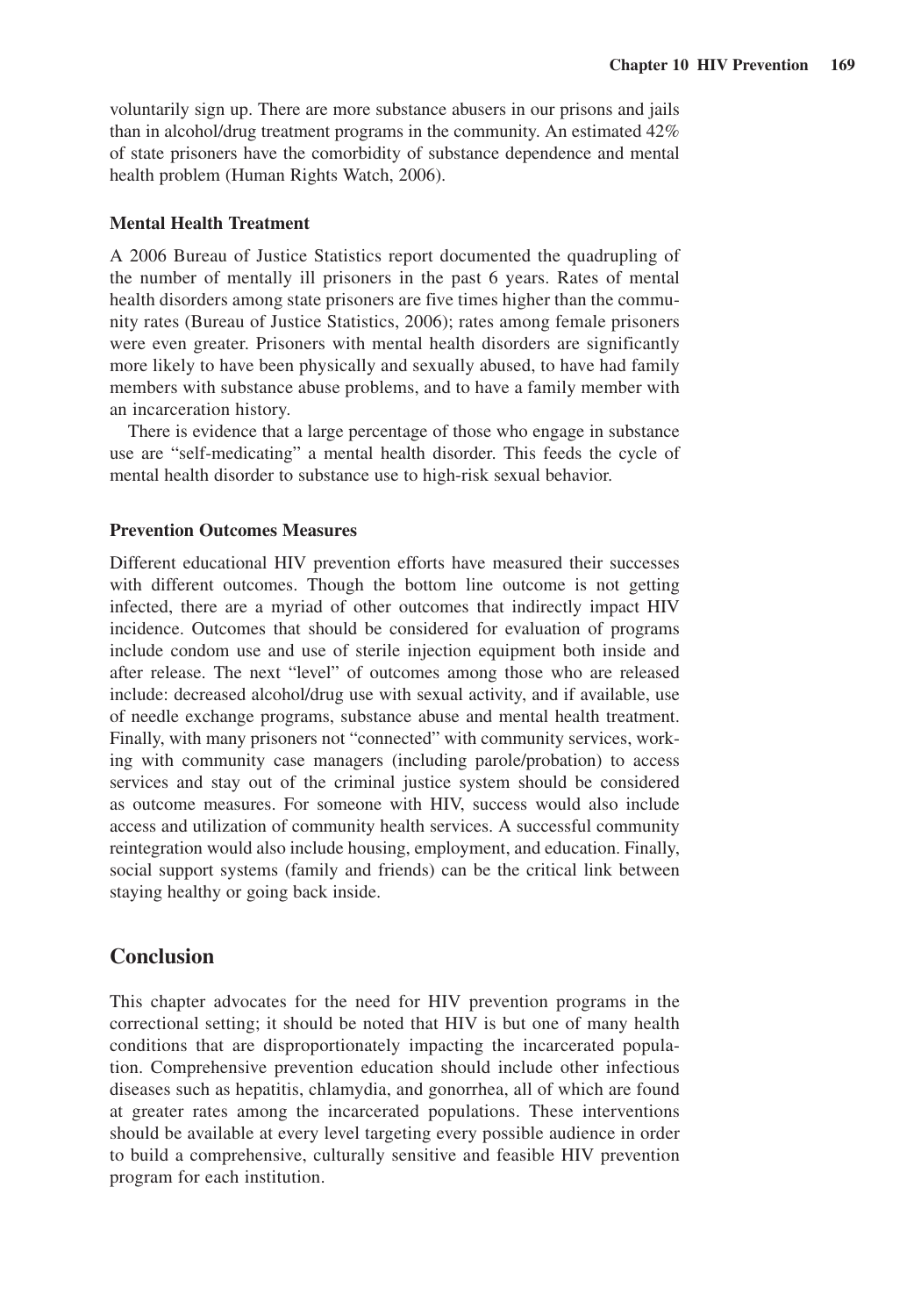voluntarily sign up. There are more substance abusers in our prisons and jails than in alcohol/drug treatment programs in the community. An estimated 42% of state prisoners have the comorbidity of substance dependence and mental health problem (Human Rights Watch, 2006).

### Mental Health Treatment

A 2006 Bureau of Justice Statistics report documented the quadrupling of the number of mentally ill prisoners in the past 6 years. Rates of mental health disorders among state prisoners are five times higher than the community rates (Bureau of Justice Statistics, 2006); rates among female prisoners were even greater. Prisoners with mental health disorders are significantly more likely to have been physically and sexually abused, to have had family members with substance abuse problems, and to have a family member with an incarceration history.

There is evidence that a large percentage of those who engage in substance use are "self-medicating" a mental health disorder. This feeds the cycle of mental health disorder to substance use to high-risk sexual behavior.

### Prevention Outcomes Measures

Different educational HIV prevention efforts have measured their successes with different outcomes. Though the bottom line outcome is not getting infected, there are a myriad of other outcomes that indirectly impact HIV incidence. Outcomes that should be considered for evaluation of programs include condom use and use of sterile injection equipment both inside and after release. The next "level" of outcomes among those who are released include: decreased alcohol/drug use with sexual activity, and if available, use of needle exchange programs, substance abuse and mental health treatment. Finally, with many prisoners not "connected" with community services, working with community case managers (including parole/probation) to access services and stay out of the criminal justice system should be considered as outcome measures. For someone with HIV, success would also include access and utilization of community health services. A successful community reintegration would also include housing, employment, and education. Finally, social support systems (family and friends) can be the critical link between staying healthy or going back inside.

## Conclusion

This chapter advocates for the need for HIV prevention programs in the correctional setting; it should be noted that HIV is but one of many health conditions that are disproportionately impacting the incarcerated population. Comprehensive prevention education should include other infectious diseases such as hepatitis, chlamydia, and gonorrhea, all of which are found at greater rates among the incarcerated populations. These interventions should be available at every level targeting every possible audience in order to build a comprehensive, culturally sensitive and feasible HIV prevention program for each institution.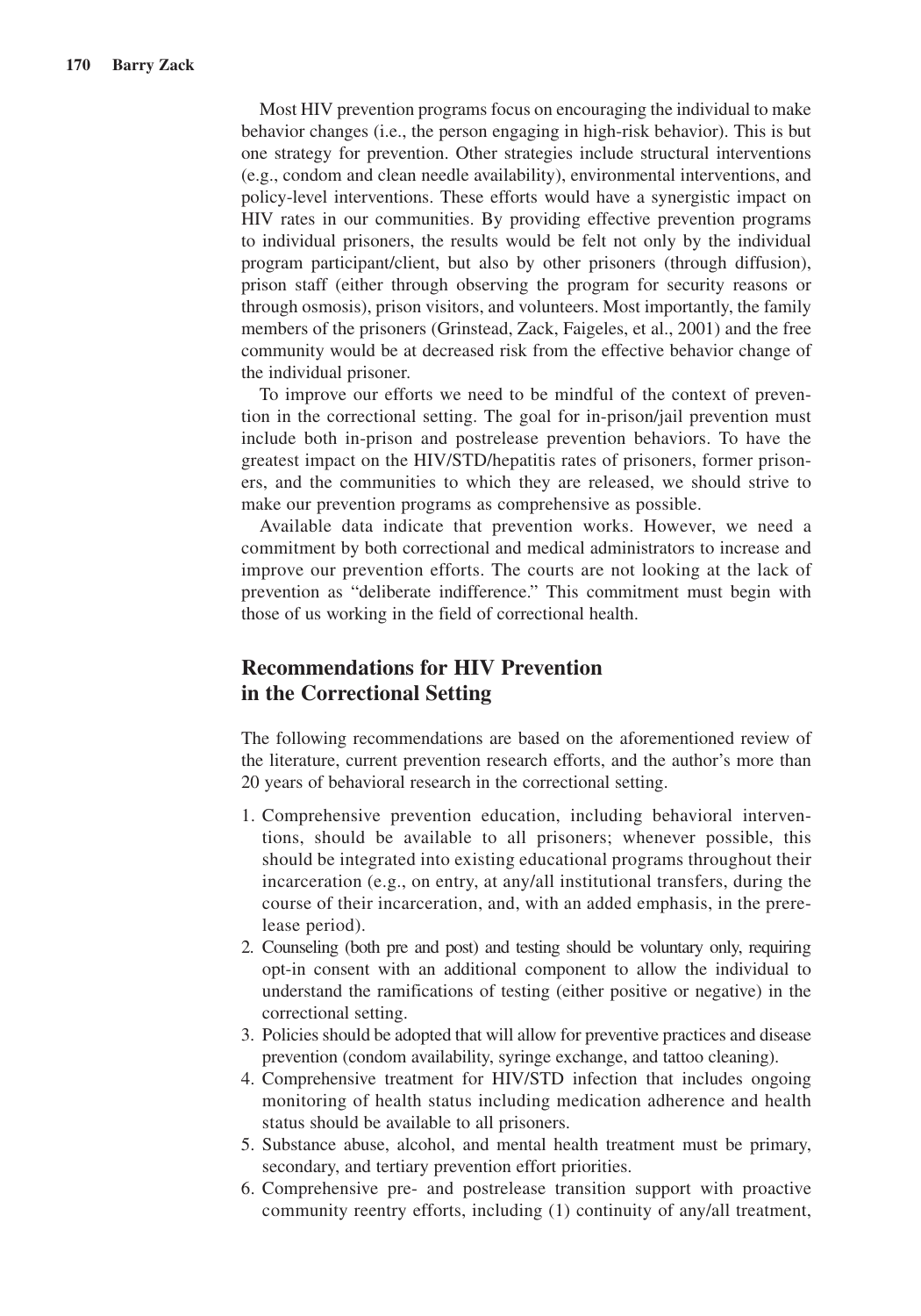Most HIV prevention programs focus on encouraging the individual to make behavior changes (i.e., the person engaging in high-risk behavior). This is but one strategy for prevention. Other strategies include structural interventions (e.g., condom and clean needle availability), environmental interventions, and policy-level interventions. These efforts would have a synergistic impact on HIV rates in our communities. By providing effective prevention programs to individual prisoners, the results would be felt not only by the individual program participant/client, but also by other prisoners (through diffusion), prison staff (either through observing the program for security reasons or through osmosis), prison visitors, and volunteers. Most importantly, the family members of the prisoners (Grinstead, Zack, Faigeles, et al., 2001) and the free community would be at decreased risk from the effective behavior change of the individual prisoner.

To improve our efforts we need to be mindful of the context of prevention in the correctional setting. The goal for in-prison/jail prevention must include both in-prison and postrelease prevention behaviors. To have the greatest impact on the HIV/STD/hepatitis rates of prisoners, former prisoners, and the communities to which they are released, we should strive to make our prevention programs as comprehensive as possible.

Available data indicate that prevention works. However, we need a commitment by both correctional and medical administrators to increase and improve our prevention efforts. The courts are not looking at the lack of prevention as "deliberate indifference." This commitment must begin with those of us working in the field of correctional health.

## Recommendations for HIV Prevention in the Correctional Setting

The following recommendations are based on the aforementioned review of the literature, current prevention research efforts, and the author's more than 20 years of behavioral research in the correctional setting.

1. Comprehensive prevention education, including behavioral interventions, should be available to all prisoners; whenever possible, this should be integrated into existing educational programs throughout their incarceration (e.g., on entry, at any/all institutional transfers, during the course of their incarceration, and, with an added emphasis, in the prerelease period).
2. Counseling (both pre and post) and testing should be voluntary only, requiring opt-in consent with an additional component to allow the individual to understand the ramifications of testing (either positive or negative) in the correctional setting.
3. Policies should be adopted that will allow for preventive practices and disease prevention (condom availability, syringe exchange, and tattoo cleaning).
4. Comprehensive treatment for HIV/STD infection that includes ongoing monitoring of health status including medication adherence and health status should be available to all prisoners.
5. Substance abuse, alcohol, and mental health treatment must be primary, secondary, and tertiary prevention effort priorities.
6. Comprehensive pre- and postrelease transition support with proactive community reentry efforts, including (1) continuity of any/all treatment,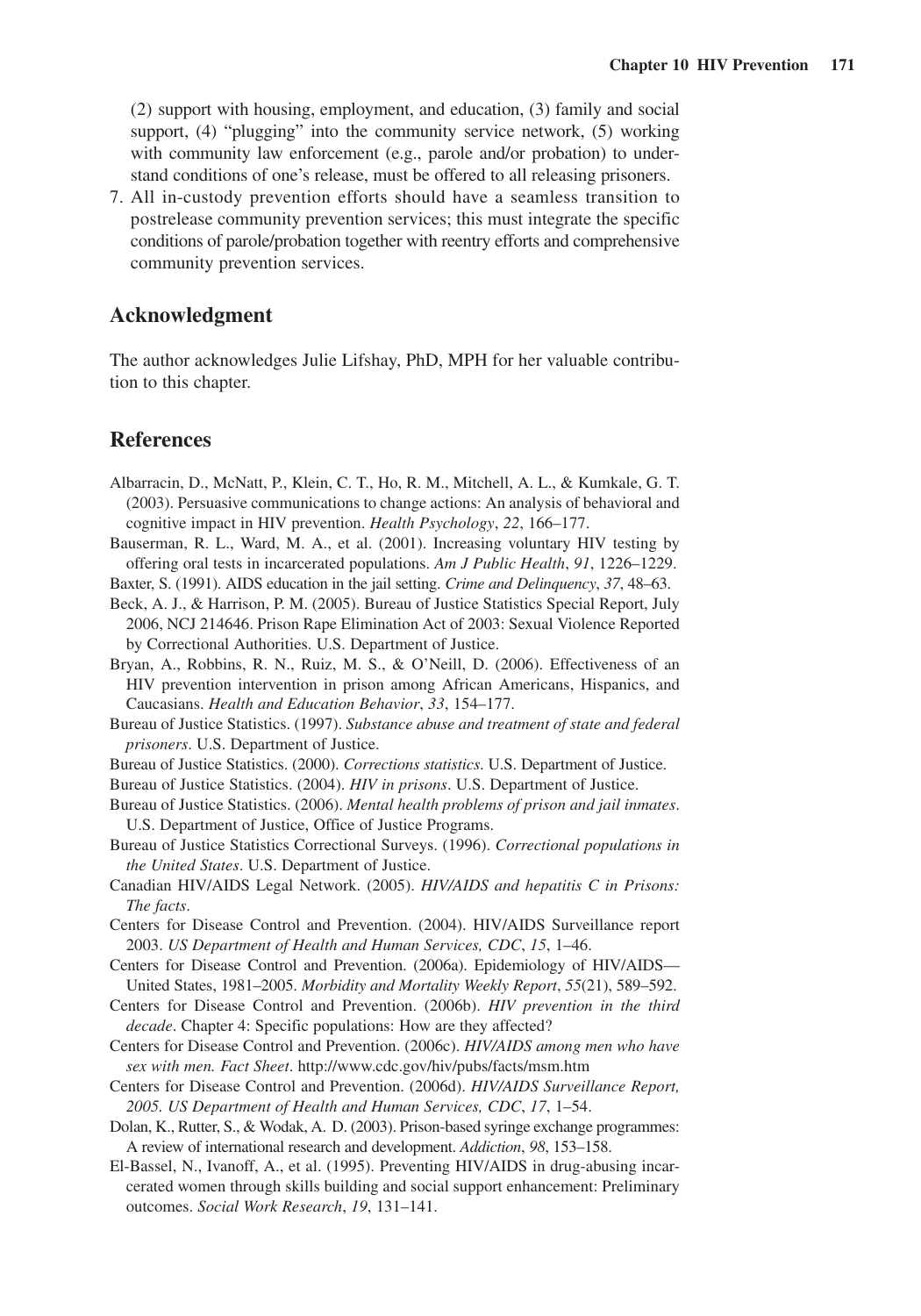(2) support with housing, employment, and education, (3) family and social support, (4) "plugging" into the community service network, (5) working with community law enforcement (e.g., parole and/or probation) to understand conditions of one's release, must be offered to all releasing prisoners.

7. All in-custody prevention efforts should have a seamless transition to postrelease community prevention services; this must integrate the specific conditions of parole/probation together with reentry efforts and comprehensive community prevention services.

## Acknowledgment

The author acknowledges Julie Lifshay, PhD, MPH for her valuable contribution to this chapter.

## References

Albarracin, D., McNatt, P., Klein, C. T., Ho, R. M., Mitchell, A. L., & Kumkale, G. T. (2003). Persuasive communications to change actions: An analysis of behavioral and cognitive impact in HIV prevention. *Health Psychology*, *22*, 166–177.

Bauserman, R. L., Ward, M. A., et al. (2001). Increasing voluntary HIV testing by offering oral tests in incarcerated populations. *Am J Public Health*, *91*, 1226–1229.

Baxter, S. (1991). AIDS education in the jail setting. *Crime and Delinquency*, *37*, 48–63.

Beck, A. J., & Harrison, P. M. (2005). Bureau of Justice Statistics Special Report, July 2006, NCJ 214646. Prison Rape Elimination Act of 2003: Sexual Violence Reported by Correctional Authorities. U.S. Department of Justice.

Bryan, A., Robbins, R. N., Ruiz, M. S., & O'Neill, D. (2006). Effectiveness of an HIV prevention intervention in prison among African Americans, Hispanics, and Caucasians. *Health and Education Behavior*, *33*, 154–177.

Bureau of Justice Statistics. (1997). *Substance abuse and treatment of state and federal prisoners*. U.S. Department of Justice.

Bureau of Justice Statistics. (2000). *Corrections statistics*. U.S. Department of Justice.

Bureau of Justice Statistics. (2004). *HIV in prisons*. U.S. Department of Justice.

Bureau of Justice Statistics. (2006). *Mental health problems of prison and jail inmates*. U.S. Department of Justice, Office of Justice Programs.

Bureau of Justice Statistics Correctional Surveys. (1996). *Correctional populations in the United States*. U.S. Department of Justice.

Canadian HIV/AIDS Legal Network. (2005). *HIV/AIDS and hepatitis C in Prisons: The facts*.

Centers for Disease Control and Prevention. (2004). HIV/AIDS Surveillance report 2003. *US Department of Health and Human Services, CDC*, *15*, 1–46.

Centers for Disease Control and Prevention. (2006a). Epidemiology of HIV/AIDS—United States, 1981–2005. *Morbidity and Mortality Weekly Report*, *55*(21), 589–592.

Centers for Disease Control and Prevention. (2006b). *HIV prevention in the third decade*. Chapter 4: Specific populations: How are they affected?

Centers for Disease Control and Prevention. (2006c). *HIV/AIDS among men who have sex with men. Fact Sheet*. http://www.cdc.gov/hiv/pubs/facts/msm.htm

Centers for Disease Control and Prevention. (2006d). *HIV/AIDS Surveillance Report, 2005. US Department of Health and Human Services, CDC*, *17*, 1–54.

Dolan, K., Rutter, S., & Wodak, A. D. (2003). Prison-based syringe exchange programmes: A review of international research and development. *Addiction*, *98*, 153–158.

El-Bassel, N., Ivanoff, A., et al. (1995). Preventing HIV/AIDS in drug-abusing incarcerated women through skills building and social support enhancement: Preliminary outcomes. *Social Work Research*, *19*, 131–141.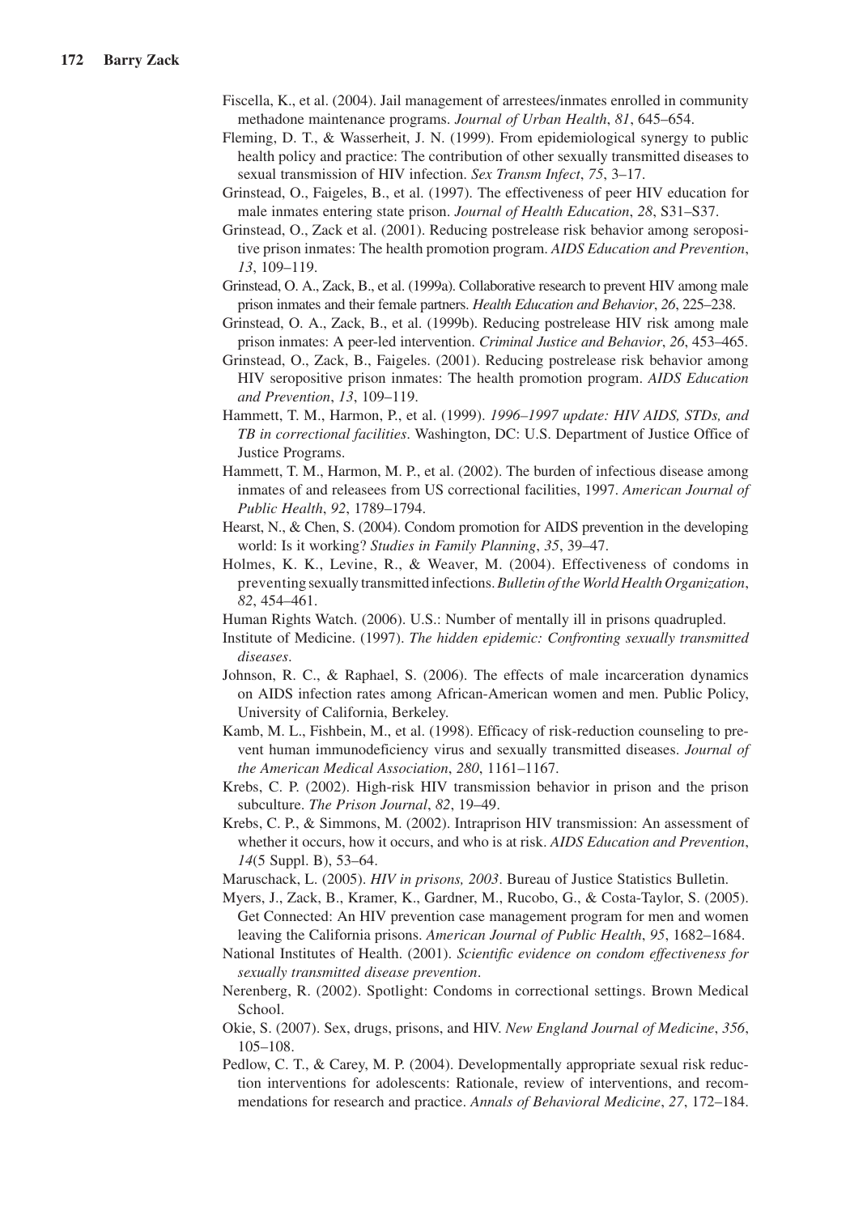Fiscella, K., et al. (2004). Jail management of arrestees/inmates enrolled in community methadone maintenance programs. *Journal of Urban Health*, *81*, 645–654.

Fleming, D. T., & Wasserheit, J. N. (1999). From epidemiological synergy to public health policy and practice: The contribution of other sexually transmitted diseases to sexual transmission of HIV infection. *Sex Transm Infect*, *75*, 3–17.

Grinstead, O., Faigeles, B., et al. (1997). The effectiveness of peer HIV education for male inmates entering state prison. *Journal of Health Education*, *28*, S31–S37.

Grinstead, O., Zack et al. (2001). Reducing postrelease risk behavior among seropositive prison inmates: The health promotion program. *AIDS Education and Prevention*, *13*, 109–119.

Grinstead, O. A., Zack, B., et al. (1999a). Collaborative research to prevent HIV among male prison inmates and their female partners. *Health Education and Behavior*, *26*, 225–238.

Grinstead, O. A., Zack, B., et al. (1999b). Reducing postrelease HIV risk among male prison inmates: A peer-led intervention. *Criminal Justice and Behavior*, *26*, 453–465.

Grinstead, O., Zack, B., Faigeles. (2001). Reducing postrelease risk behavior among HIV seropositive prison inmates: The health promotion program. *AIDS Education and Prevention*, *13*, 109–119.

Hammett, T. M., Harmon, P., et al. (1999). *1996–1997 update: HIV AIDS, STDs, and TB in correctional facilities*. Washington, DC: U.S. Department of Justice Office of Justice Programs.

Hammett, T. M., Harmon, M. P., et al. (2002). The burden of infectious disease among inmates of and releasees from US correctional facilities, 1997. *American Journal of Public Health*, *92*, 1789–1794.

Hearst, N., & Chen, S. (2004). Condom promotion for AIDS prevention in the developing world: Is it working? *Studies in Family Planning*, *35*, 39–47.

Holmes, K. K., Levine, R., & Weaver, M. (2004). Effectiveness of condoms in preventing sexually transmitted infections. *Bulletin of the World Health Organization*, *82*, 454–461.

Human Rights Watch. (2006). U.S.: Number of mentally ill in prisons quadrupled.

Institute of Medicine. (1997). *The hidden epidemic: Confronting sexually transmitted diseases*.

Johnson, R. C., & Raphael, S. (2006). The effects of male incarceration dynamics on AIDS infection rates among African-American women and men. Public Policy, University of California, Berkeley.

Kamb, M. L., Fishbein, M., et al. (1998). Efficacy of risk-reduction counseling to prevent human immunodeficiency virus and sexually transmitted diseases. *Journal of the American Medical Association*, *280*, 1161–1167.

Krebs, C. P. (2002). High-risk HIV transmission behavior in prison and the prison subculture. *The Prison Journal*, *82*, 19–49.

Krebs, C. P., & Simmons, M. (2002). Intraprison HIV transmission: An assessment of whether it occurs, how it occurs, and who is at risk. *AIDS Education and Prevention*, *14*(5 Suppl. B), 53–64.

Maruschack, L. (2005). *HIV in prisons, 2003*. Bureau of Justice Statistics Bulletin.

Myers, J., Zack, B., Kramer, K., Gardner, M., Rucobo, G., & Costa-Taylor, S. (2005). Get Connected: An HIV prevention case management program for men and women leaving the California prisons. *American Journal of Public Health*, *95*, 1682–1684.

National Institutes of Health. (2001). *Scientific evidence on condom effectiveness for sexually transmitted disease prevention*.

Nerenberg, R. (2002). Spotlight: Condoms in correctional settings. Brown Medical School.

Okie, S. (2007). Sex, drugs, prisons, and HIV. *New England Journal of Medicine*, *356*, 105–108.

Pedlow, C. T., & Carey, M. P. (2004). Developmentally appropriate sexual risk reduction interventions for adolescents: Rationale, review of interventions, and recommendations for research and practice. *Annals of Behavioral Medicine*, *27*, 172–184.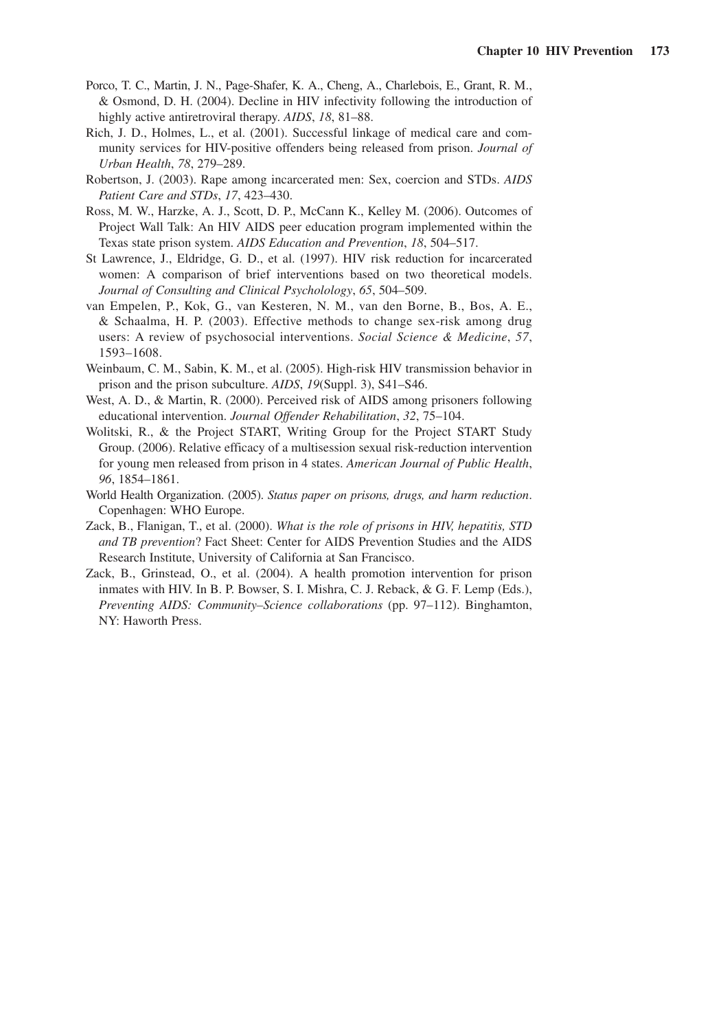Porco, T. C., Martin, J. N., Page-Shafer, K. A., Cheng, A., Charlebois, E., Grant, R. M., & Osmond, D. H. (2004). Decline in HIV infectivity following the introduction of highly active antiretroviral therapy. *AIDS*, *18*, 81–88.

Rich, J. D., Holmes, L., et al. (2001). Successful linkage of medical care and community services for HIV-positive offenders being released from prison. *Journal of Urban Health*, *78*, 279–289.

Robertson, J. (2003). Rape among incarcerated men: Sex, coercion and STDs. *AIDS Patient Care and STDs*, *17*, 423–430.

Ross, M. W., Harzke, A. J., Scott, D. P., McCann K., Kelley M. (2006). Outcomes of Project Wall Talk: An HIV AIDS peer education program implemented within the Texas state prison system. *AIDS Education and Prevention*, *18*, 504–517.

St Lawrence, J., Eldridge, G. D., et al. (1997). HIV risk reduction for incarcerated women: A comparison of brief interventions based on two theoretical models. *Journal of Consulting and Clinical Psycholology*, *65*, 504–509.

van Empelen, P., Kok, G., van Kesteren, N. M., van den Borne, B., Bos, A. E., & Schaalma, H. P. (2003). Effective methods to change sex-risk among drug users: A review of psychosocial interventions. *Social Science & Medicine*, *57*, 1593–1608.

Weinbaum, C. M., Sabin, K. M., et al. (2005). High-risk HIV transmission behavior in prison and the prison subculture. *AIDS*, *19*(Suppl. 3), S41–S46.

West, A. D., & Martin, R. (2000). Perceived risk of AIDS among prisoners following educational intervention. *Journal Offender Rehabilitation*, *32*, 75–104.

Wolitski, R., & the Project START, Writing Group for the Project START Study Group. (2006). Relative efficacy of a multisession sexual risk-reduction intervention for young men released from prison in 4 states. *American Journal of Public Health*, *96*, 1854–1861.

World Health Organization. (2005). *Status paper on prisons, drugs, and harm reduction*. Copenhagen: WHO Europe.

Zack, B., Flanigan, T., et al. (2000). *What is the role of prisons in HIV, hepatitis, STD and TB prevention*? Fact Sheet: Center for AIDS Prevention Studies and the AIDS Research Institute, University of California at San Francisco.

Zack, B., Grinstead, O., et al. (2004). A health promotion intervention for prison inmates with HIV. In B. P. Bowser, S. I. Mishra, C. J. Reback, & G. F. Lemp (Eds.), *Preventing AIDS: Community–Science collaborations* (pp. 97–112). Binghamton, NY: Haworth Press.